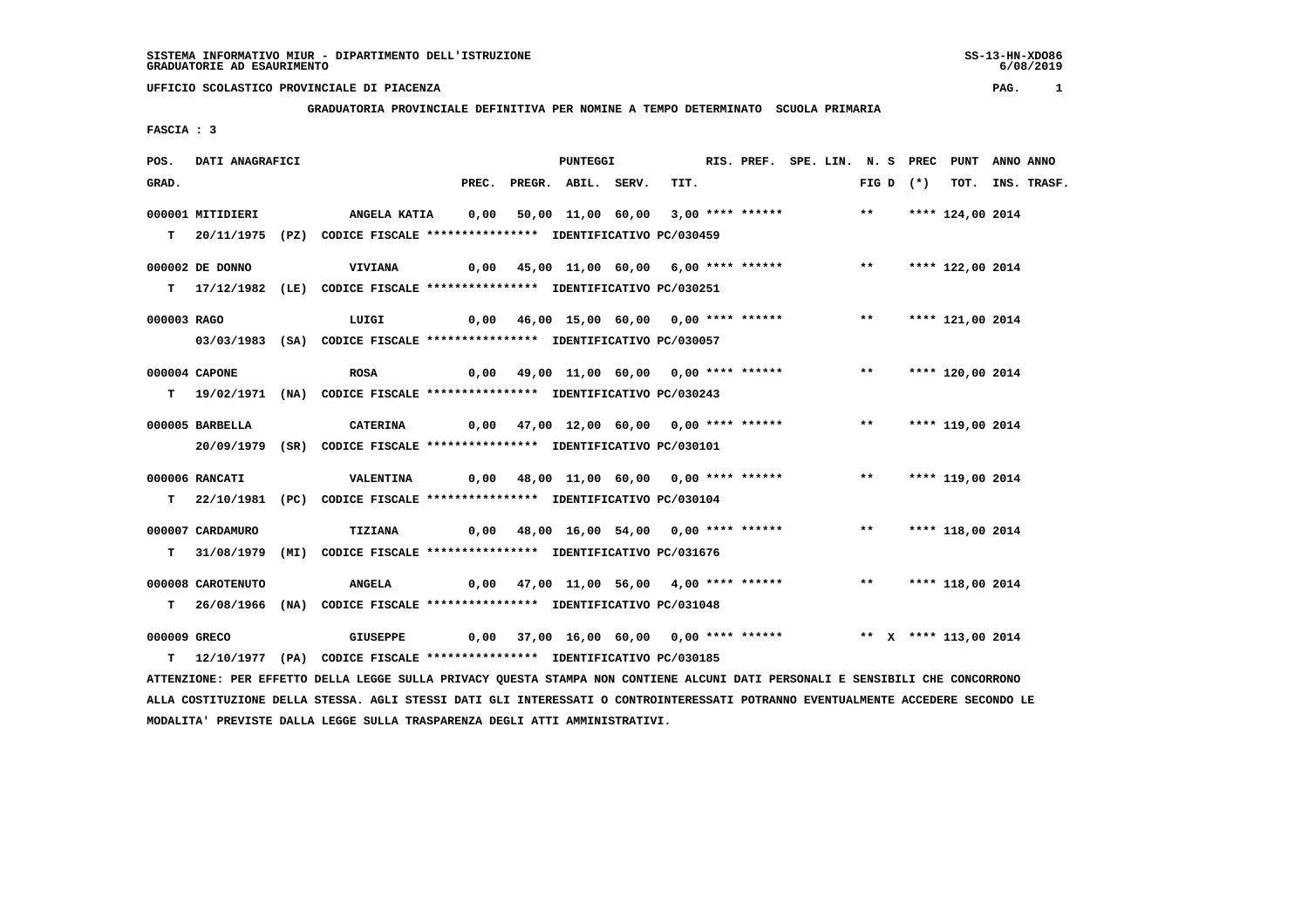SISTEMA INFORMATIVO MIUR - DIPARTIMENTO DELL'ISTRUZIONE
GRADUATORIE AD ESAURIMENTO

UFFICIO SCOLASTICO PROVINCIALE DI PIACENZA

GRADUATORIA PROVINCIALE DEFINITIVA PER NOMINE A TEMPO DETERMINATO SCUOLA PRIMARIA

FASCIA : 3

| POS. GRAD. | DATI ANAGRAFICI | | PUNTEGGI PREC. | PREGR. | ABIL. | SERV. | TIT. | RIS. PREF. | SPE. LIN. | N. S FIG D | PREC (*) | PUNT TOT. | ANNO INS. | ANNO TRASF. |
|---|---|---|---|---|---|---|---|---|---|---|---|---|---|---|
| 000001 | MITIDIERI | ANGELA KATIA | 0,00 | 50,00 | 11,00 | 60,00 | 3,00 | **** | ****** | ** | | **** 124,00 | 2014 | |
| T | 20/11/1975 (PZ) | CODICE FISCALE **************** IDENTIFICATIVO PC/030459 | | | | | | | | | | | | |
| 000002 | DE DONNO | VIVIANA | 0,00 | 45,00 | 11,00 | 60,00 | 6,00 | **** | ****** | ** | | **** 122,00 | 2014 | |
| T | 17/12/1982 (LE) | CODICE FISCALE **************** IDENTIFICATIVO PC/030251 | | | | | | | | | | | | |
| 000003 | RAGO | LUIGI | 0,00 | 46,00 | 15,00 | 60,00 | 0,00 | **** | ****** | ** | | **** 121,00 | 2014 | |
| | 03/03/1983 (SA) | CODICE FISCALE **************** IDENTIFICATIVO PC/030057 | | | | | | | | | | | | |
| 000004 | CAPONE | ROSA | 0,00 | 49,00 | 11,00 | 60,00 | 0,00 | **** | ****** | ** | | **** 120,00 | 2014 | |
| T | 19/02/1971 (NA) | CODICE FISCALE **************** IDENTIFICATIVO PC/030243 | | | | | | | | | | | | |
| 000005 | BARBELLA | CATERINA | 0,00 | 47,00 | 12,00 | 60,00 | 0,00 | **** | ****** | ** | | **** 119,00 | 2014 | |
| | 20/09/1979 (SR) | CODICE FISCALE **************** IDENTIFICATIVO PC/030101 | | | | | | | | | | | | |
| 000006 | RANCATI | VALENTINA | 0,00 | 48,00 | 11,00 | 60,00 | 0,00 | **** | ****** | ** | | **** 119,00 | 2014 | |
| T | 22/10/1981 (PC) | CODICE FISCALE **************** IDENTIFICATIVO PC/030104 | | | | | | | | | | | | |
| 000007 | CARDAMURO | TIZIANA | 0,00 | 48,00 | 16,00 | 54,00 | 0,00 | **** | ****** | ** | | **** 118,00 | 2014 | |
| T | 31/08/1979 (MI) | CODICE FISCALE **************** IDENTIFICATIVO PC/031676 | | | | | | | | | | | | |
| 000008 | CAROTENUTO | ANGELA | 0,00 | 47,00 | 11,00 | 56,00 | 4,00 | **** | ****** | ** | | **** 118,00 | 2014 | |
| T | 26/08/1966 (NA) | CODICE FISCALE **************** IDENTIFICATIVO PC/031048 | | | | | | | | | | | | |
| 000009 | GRECO | GIUSEPPE | 0,00 | 37,00 | 16,00 | 60,00 | 0,00 | **** | ****** | ** | X | **** 113,00 | 2014 | |
| T | 12/10/1977 (PA) | CODICE FISCALE **************** IDENTIFICATIVO PC/030185 | | | | | | | | | | | | |

ATTENZIONE: PER EFFETTO DELLA LEGGE SULLA PRIVACY QUESTA STAMPA NON CONTIENE ALCUNI DATI PERSONALI E SENSIBILI CHE CONCORRONO ALLA COSTITUZIONE DELLA STESSA. AGLI STESSI DATI GLI INTERESSATI O CONTROINTERESSATI POTRANNO EVENTUALMENTE ACCEDERE SECONDO LE MODALITA' PREVISTE DALLA LEGGE SULLA TRASPARENZA DEGLI ATTI AMMINISTRATIVI.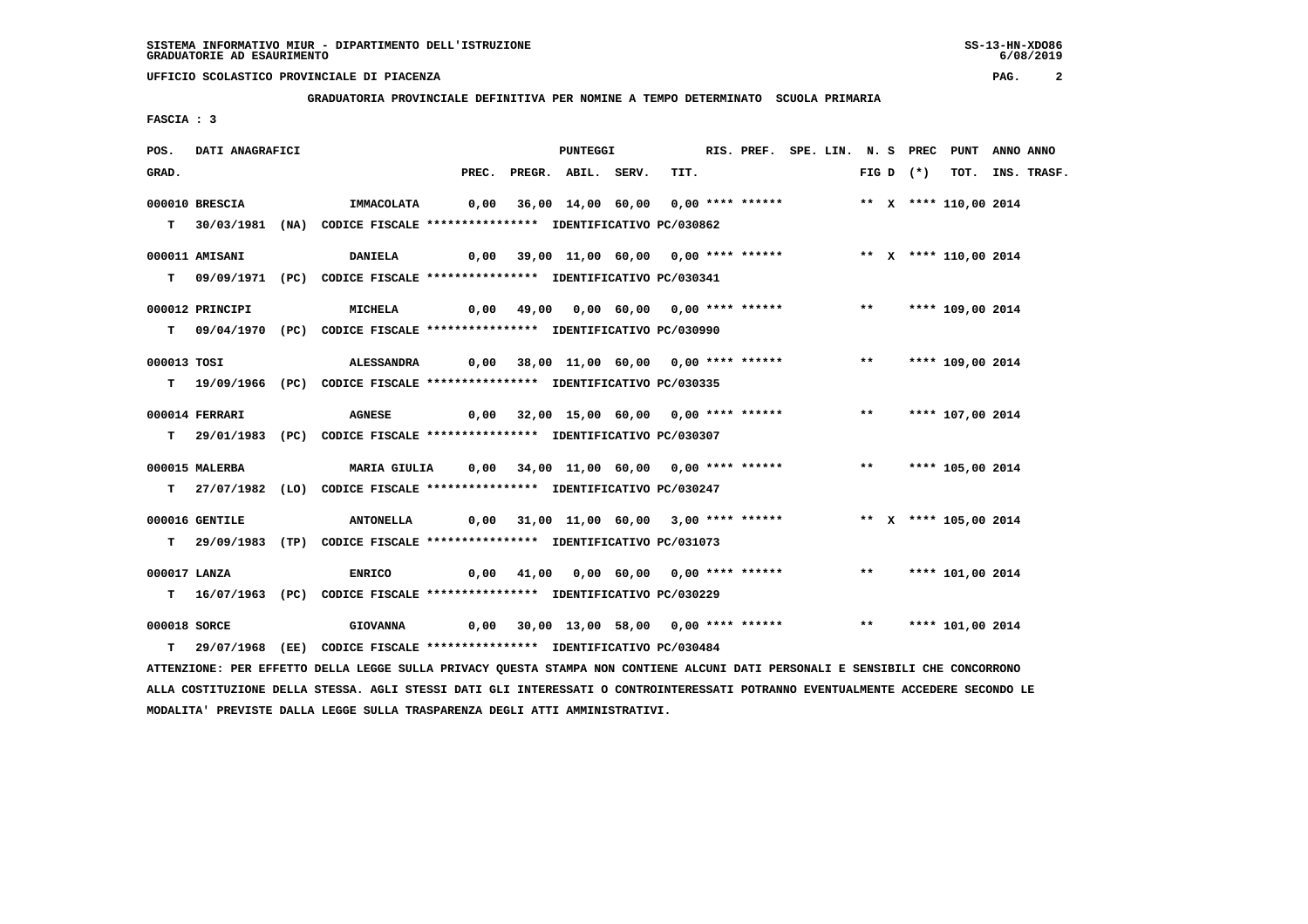SISTEMA INFORMATIVO MIUR - DIPARTIMENTO DELL'ISTRUZIONE
GRADUATORIE AD ESAURIMENTO

UFFICIO SCOLASTICO PROVINCIALE DI PIACENZA

**GRADUATORIA PROVINCIALE DEFINITIVA PER NOMINE A TEMPO DETERMINATO SCUOLA PRIMARIA**

FASCIA : 3

| POS. GRAD. | DATI ANAGRAFICI | | PREC. | PREGR. | ABIL. | SERV. | TIT. | RIS. PREF. | SPE. LIN. | N. S FIG D | PREC (*) | PUNT TOT. | ANNO INS. | ANNO TRASF. |
|---|---|---|---|---|---|---|---|---|---|---|---|---|---|---|
| 000010 | BRESCIA | IMMACOLATA | 0,00 | 36,00 | 14,00 | 60,00 | 0,00 | **** ****** | | ** X | **** | 110,00 | 2014 | |
| T | 30/03/1981 (NA) CODICE FISCALE **************** IDENTIFICATIVO PC/030862 | | | | | | | | | | | | | |
| 000011 | AMISANI | DANIELA | 0,00 | 39,00 | 11,00 | 60,00 | 0,00 | **** ****** | | ** X | **** | 110,00 | 2014 | |
| T | 09/09/1971 (PC) CODICE FISCALE **************** IDENTIFICATIVO PC/030341 | | | | | | | | | | | | | |
| 000012 | PRINCIPI | MICHELA | 0,00 | 49,00 | 0,00 | 60,00 | 0,00 | **** ****** | | ** | **** | 109,00 | 2014 | |
| T | 09/04/1970 (PC) CODICE FISCALE **************** IDENTIFICATIVO PC/030990 | | | | | | | | | | | | | |
| 000013 | TOSI | ALESSANDRA | 0,00 | 38,00 | 11,00 | 60,00 | 0,00 | **** ****** | | ** | **** | 109,00 | 2014 | |
| T | 19/09/1966 (PC) CODICE FISCALE **************** IDENTIFICATIVO PC/030335 | | | | | | | | | | | | | |
| 000014 | FERRARI | AGNESE | 0,00 | 32,00 | 15,00 | 60,00 | 0,00 | **** ****** | | ** | **** | 107,00 | 2014 | |
| T | 29/01/1983 (PC) CODICE FISCALE **************** IDENTIFICATIVO PC/030307 | | | | | | | | | | | | | |
| 000015 | MALERBA | MARIA GIULIA | 0,00 | 34,00 | 11,00 | 60,00 | 0,00 | **** ****** | | ** | **** | 105,00 | 2014 | |
| T | 27/07/1982 (LO) CODICE FISCALE **************** IDENTIFICATIVO PC/030247 | | | | | | | | | | | | | |
| 000016 | GENTILE | ANTONELLA | 0,00 | 31,00 | 11,00 | 60,00 | 3,00 | **** ****** | | ** X | **** | 105,00 | 2014 | |
| T | 29/09/1983 (TP) CODICE FISCALE **************** IDENTIFICATIVO PC/031073 | | | | | | | | | | | | | |
| 000017 | LANZA | ENRICO | 0,00 | 41,00 | 0,00 | 60,00 | 0,00 | **** ****** | | ** | **** | 101,00 | 2014 | |
| T | 16/07/1963 (PC) CODICE FISCALE **************** IDENTIFICATIVO PC/030229 | | | | | | | | | | | | | |
| 000018 | SORCE | GIOVANNA | 0,00 | 30,00 | 13,00 | 58,00 | 0,00 | **** ****** | | ** | **** | 101,00 | 2014 | |
| T | 29/07/1968 (EE) CODICE FISCALE **************** IDENTIFICATIVO PC/030484 | | | | | | | | | | | | | |

ATTENZIONE: PER EFFETTO DELLA LEGGE SULLA PRIVACY QUESTA STAMPA NON CONTIENE ALCUNI DATI PERSONALI E SENSIBILI CHE CONCORRONO ALLA COSTITUZIONE DELLA STESSA. AGLI STESSI DATI GLI INTERESSATI O CONTROINTERESSATI POTRANNO EVENTUALMENTE ACCEDERE SECONDO LE MODALITA' PREVISTE DALLA LEGGE SULLA TRASPARENZA DEGLI ATTI AMMINISTRATIVI.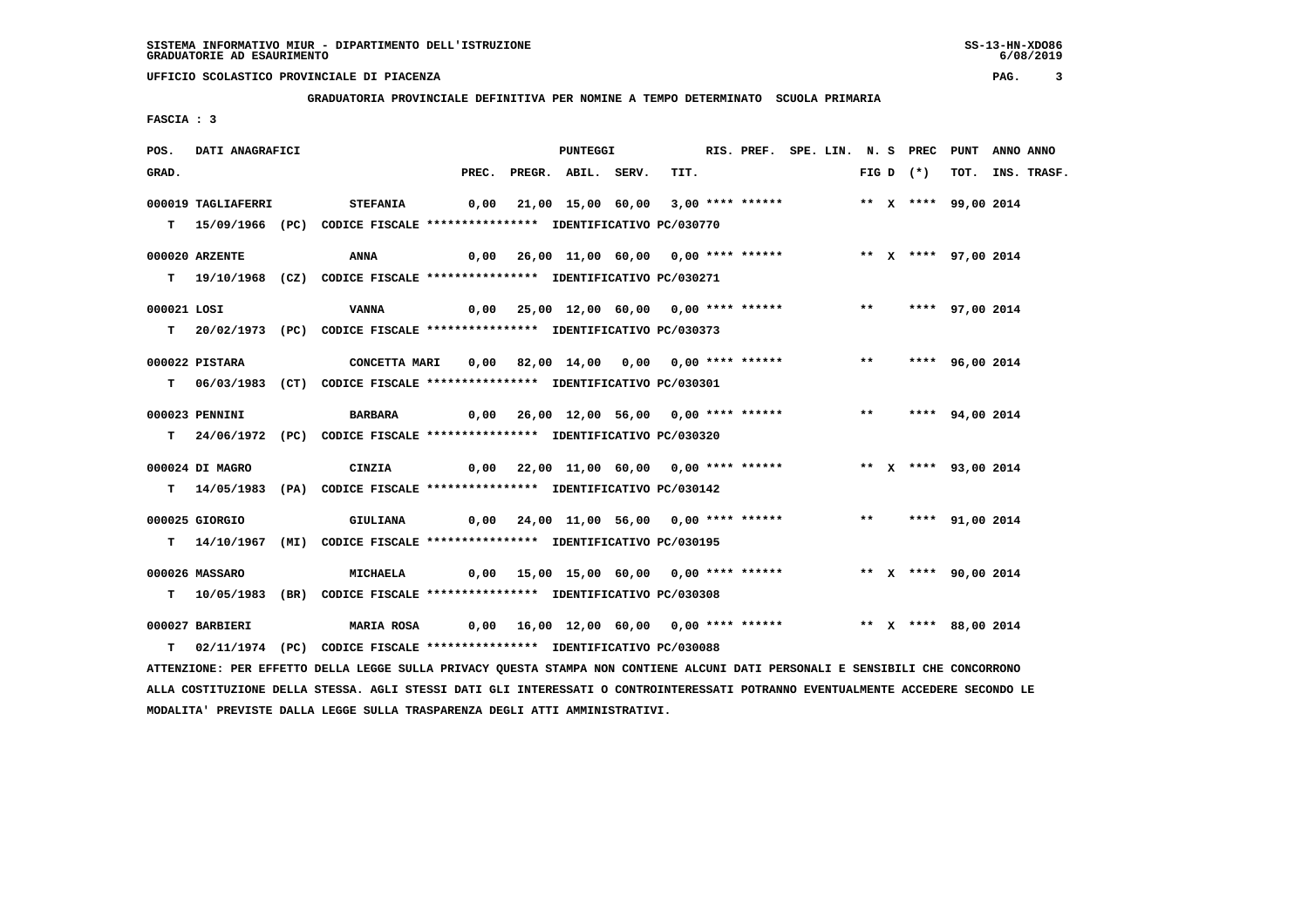SISTEMA INFORMATIVO MIUR - DIPARTIMENTO DELL'ISTRUZIONE
GRADUATORIE AD ESAURIMENTO

UFFICIO SCOLASTICO PROVINCIALE DI PIACENZA

GRADUATORIA PROVINCIALE DEFINITIVA PER NOMINE A TEMPO DETERMINATO SCUOLA PRIMARIA

FASCIA : 3

| POS. GRAD. | DATI ANAGRAFICI | | PREC. | PREGR. | ABIL. | SERV. | TIT. | RIS. PREF. | SPE. LIN. | N. S FIG | D | PREC (*) | PUNT TOT. | ANNO INS. | ANNO TRASF. |
|---|---|---|---|---|---|---|---|---|---|---|---|---|---|---|---|
| 000019 | TAGLIAFERRI | STEFANIA | 0,00 | 21,00 | 15,00 | 60,00 | 3,00 | **** ****** | | ** | X | **** | 99,00 | 2014 | |
| T | 15/09/1966 (PC) | CODICE FISCALE **************** IDENTIFICATIVO PC/030770 | | | | | | | | | | | | | |
| 000020 | ARZENTE | ANNA | 0,00 | 26,00 | 11,00 | 60,00 | 0,00 | **** ****** | | ** | X | **** | 97,00 | 2014 | |
| T | 19/10/1968 (CZ) | CODICE FISCALE **************** IDENTIFICATIVO PC/030271 | | | | | | | | | | | | | |
| 000021 | LOSI | VANNA | 0,00 | 25,00 | 12,00 | 60,00 | 0,00 | **** ****** | | ** | | **** | 97,00 | 2014 | |
| T | 20/02/1973 (PC) | CODICE FISCALE **************** IDENTIFICATIVO PC/030373 | | | | | | | | | | | | | |
| 000022 | PISTARA | CONCETTA MARI | 0,00 | 82,00 | 14,00 | 0,00 | 0,00 | **** ****** | | ** | | **** | 96,00 | 2014 | |
| T | 06/03/1983 (CT) | CODICE FISCALE **************** IDENTIFICATIVO PC/030301 | | | | | | | | | | | | | |
| 000023 | PENNINI | BARBARA | 0,00 | 26,00 | 12,00 | 56,00 | 0,00 | **** ****** | | ** | | **** | 94,00 | 2014 | |
| T | 24/06/1972 (PC) | CODICE FISCALE **************** IDENTIFICATIVO PC/030320 | | | | | | | | | | | | | |
| 000024 | DI MAGRO | CINZIA | 0,00 | 22,00 | 11,00 | 60,00 | 0,00 | **** ****** | | ** | X | **** | 93,00 | 2014 | |
| T | 14/05/1983 (PA) | CODICE FISCALE **************** IDENTIFICATIVO PC/030142 | | | | | | | | | | | | | |
| 000025 | GIORGIO | GIULIANA | 0,00 | 24,00 | 11,00 | 56,00 | 0,00 | **** ****** | | ** | | **** | 91,00 | 2014 | |
| T | 14/10/1967 (MI) | CODICE FISCALE **************** IDENTIFICATIVO PC/030195 | | | | | | | | | | | | | |
| 000026 | MASSARO | MICHAELA | 0,00 | 15,00 | 15,00 | 60,00 | 0,00 | **** ****** | | ** | X | **** | 90,00 | 2014 | |
| T | 10/05/1983 (BR) | CODICE FISCALE **************** IDENTIFICATIVO PC/030308 | | | | | | | | | | | | | |
| 000027 | BARBIERI | MARIA ROSA | 0,00 | 16,00 | 12,00 | 60,00 | 0,00 | **** ****** | | ** | X | **** | 88,00 | 2014 | |
| T | 02/11/1974 (PC) | CODICE FISCALE **************** IDENTIFICATIVO PC/030088 | | | | | | | | | | | | | |

ATTENZIONE: PER EFFETTO DELLA LEGGE SULLA PRIVACY QUESTA STAMPA NON CONTIENE ALCUNI DATI PERSONALI E SENSIBILI CHE CONCORRONO ALLA COSTITUZIONE DELLA STESSA. AGLI STESSI DATI GLI INTERESSATI O CONTROINTERESSATI POTRANNO EVENTUALMENTE ACCEDERE SECONDO LE MODALITA' PREVISTE DALLA LEGGE SULLA TRASPARENZA DEGLI ATTI AMMINISTRATIVI.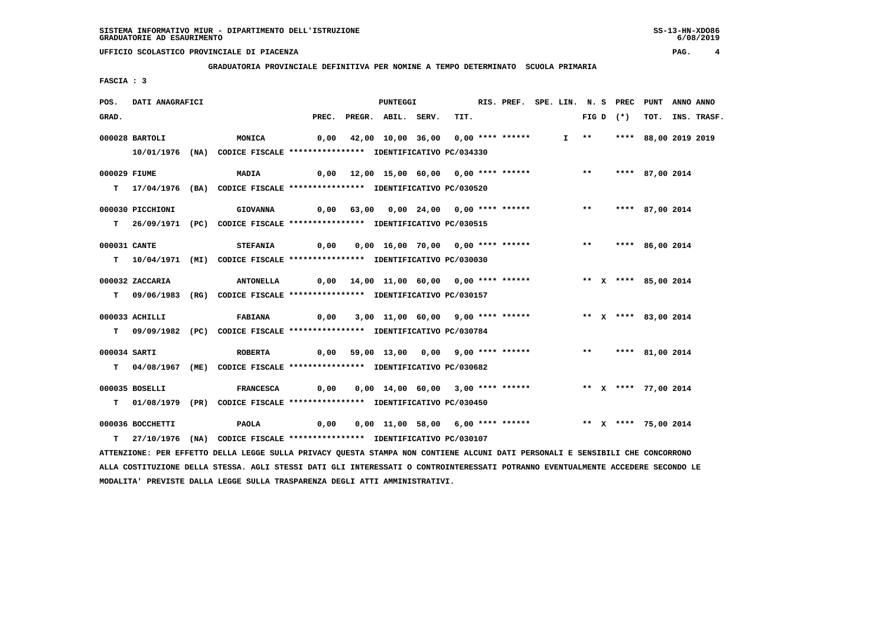SISTEMA INFORMATIVO MIUR - DIPARTIMENTO DELL'ISTRUZIONE
GRADUATORIE AD ESAURIMENTO

UFFICIO SCOLASTICO PROVINCIALE DI PIACENZA

GRADUATORIA PROVINCIALE DEFINITIVA PER NOMINE A TEMPO DETERMINATO SCUOLA PRIMARIA

FASCIA : 3

| POS. GRAD. | DATI ANAGRAFICI | | PREC. | PREGR. | ABIL. | SERV. | TIT. | RIS. PREF. | SPE. LIN. | N. S FIG D | PREC (*) | PUNT TOT. | ANNO INS. | ANNO TRASF. |
|---|---|---|---|---|---|---|---|---|---|---|---|---|---|---|
| 000028 | BARTOLI | MONICA | 0,00 | 42,00 | 10,00 | 36,00 | 0,00 | **** ****** | I | ** | **** | 88,00 | 2019 | 2019 |
| | 10/01/1976 (NA) CODICE FISCALE **************** IDENTIFICATIVO PC/034330 | | | | | | | | | | | | | |
| 000029 | FIUME | MADIA | 0,00 | 12,00 | 15,00 | 60,00 | 0,00 | **** ****** | | ** | **** | 87,00 | 2014 | |
| T | 17/04/1976 (BA) CODICE FISCALE **************** IDENTIFICATIVO PC/030520 | | | | | | | | | | | | | |
| 000030 | PICCHIONI | GIOVANNA | 0,00 | 63,00 | 0,00 | 24,00 | 0,00 | **** ****** | | ** | **** | 87,00 | 2014 | |
| T | 26/09/1971 (PC) CODICE FISCALE **************** IDENTIFICATIVO PC/030515 | | | | | | | | | | | | | |
| 000031 | CANTE | STEFANIA | 0,00 | 0,00 | 16,00 | 70,00 | 0,00 | **** ****** | | ** | **** | 86,00 | 2014 | |
| T | 10/04/1971 (MI) CODICE FISCALE **************** IDENTIFICATIVO PC/030030 | | | | | | | | | | | | | |
| 000032 | ZACCARIA | ANTONELLA | 0,00 | 14,00 | 11,00 | 60,00 | 0,00 | **** ****** | | ** X | **** | 85,00 | 2014 | |
| T | 09/06/1983 (RG) CODICE FISCALE **************** IDENTIFICATIVO PC/030157 | | | | | | | | | | | | | |
| 000033 | ACHILLI | FABIANA | 0,00 | 3,00 | 11,00 | 60,00 | 9,00 | **** ****** | | ** X | **** | 83,00 | 2014 | |
| T | 09/09/1982 (PC) CODICE FISCALE **************** IDENTIFICATIVO PC/030784 | | | | | | | | | | | | | |
| 000034 | SARTI | ROBERTA | 0,00 | 59,00 | 13,00 | 0,00 | 9,00 | **** ****** | | ** | **** | 81,00 | 2014 | |
| T | 04/08/1967 (ME) CODICE FISCALE **************** IDENTIFICATIVO PC/030682 | | | | | | | | | | | | | |
| 000035 | BOSELLI | FRANCESCA | 0,00 | 0,00 | 14,00 | 60,00 | 3,00 | **** ****** | | ** X | **** | 77,00 | 2014 | |
| T | 01/08/1979 (PR) CODICE FISCALE **************** IDENTIFICATIVO PC/030450 | | | | | | | | | | | | | |
| 000036 | BOCCHETTI | PAOLA | 0,00 | 0,00 | 11,00 | 58,00 | 6,00 | **** ****** | | ** X | **** | 75,00 | 2014 | |
| T | 27/10/1976 (NA) CODICE FISCALE **************** IDENTIFICATIVO PC/030107 | | | | | | | | | | | | | |

ATTENZIONE: PER EFFETTO DELLA LEGGE SULLA PRIVACY QUESTA STAMPA NON CONTIENE ALCUNI DATI PERSONALI E SENSIBILI CHE CONCORRONO ALLA COSTITUZIONE DELLA STESSA. AGLI STESSI DATI GLI INTERESSATI O CONTROINTERESSATI POTRANNO EVENTUALMENTE ACCEDERE SECONDO LE MODALITA' PREVISTE DALLA LEGGE SULLA TRASPARENZA DEGLI ATTI AMMINISTRATIVI.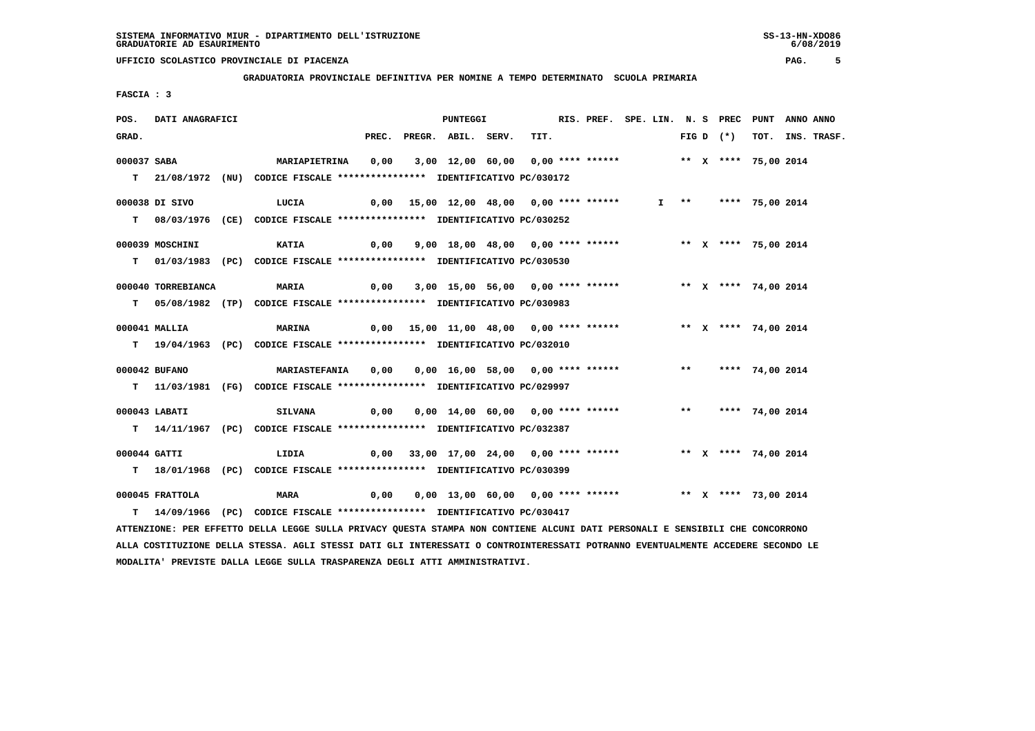SISTEMA INFORMATIVO MIUR - DIPARTIMENTO DELL'ISTRUZIONE
GRADUATORIE AD ESAURIMENTO

UFFICIO SCOLASTICO PROVINCIALE DI PIACENZA

GRADUATORIA PROVINCIALE DEFINITIVA PER NOMINE A TEMPO DETERMINATO SCUOLA PRIMARIA

FASCIA : 3

| POS. GRAD. | DATI ANAGRAFICI | | PREC. | PREGR. | ABIL. | SERV. | TIT. | RIS. PREF. | SPE. LIN. | N. S FIG D | PREC (*) | PUNT TOT. | ANNO INS. | ANNO TRASF. |
|---|---|---|---|---|---|---|---|---|---|---|---|---|---|---|
| 000037 | SABA | MARIAPIETRINA | 0,00 | 3,00 | 12,00 | 60,00 | 0,00 | **** ****** | | ** X | **** | 75,00 | 2014 | |
| T | 21/08/1972 (NU) CODICE FISCALE **************** IDENTIFICATIVO PC/030172 | | | | | | | | | | | | | |
| 000038 | DI SIVO | LUCIA | 0,00 | 15,00 | 12,00 | 48,00 | 0,00 | **** ****** | I | ** | **** | 75,00 | 2014 | |
| T | 08/03/1976 (CE) CODICE FISCALE **************** IDENTIFICATIVO PC/030252 | | | | | | | | | | | | | |
| 000039 | MOSCHINI | KATIA | 0,00 | 9,00 | 18,00 | 48,00 | 0,00 | **** ****** | | ** X | **** | 75,00 | 2014 | |
| T | 01/03/1983 (PC) CODICE FISCALE **************** IDENTIFICATIVO PC/030530 | | | | | | | | | | | | | |
| 000040 | TORREBIANCA | MARIA | 0,00 | 3,00 | 15,00 | 56,00 | 0,00 | **** ****** | | ** X | **** | 74,00 | 2014 | |
| T | 05/08/1982 (TP) CODICE FISCALE **************** IDENTIFICATIVO PC/030983 | | | | | | | | | | | | | |
| 000041 | MALLIA | MARINA | 0,00 | 15,00 | 11,00 | 48,00 | 0,00 | **** ****** | | ** X | **** | 74,00 | 2014 | |
| T | 19/04/1963 (PC) CODICE FISCALE **************** IDENTIFICATIVO PC/032010 | | | | | | | | | | | | | |
| 000042 | BUFANO | MARIASTEFANIA | 0,00 | 0,00 | 16,00 | 58,00 | 0,00 | **** ****** | | ** | **** | 74,00 | 2014 | |
| T | 11/03/1981 (FG) CODICE FISCALE **************** IDENTIFICATIVO PC/029997 | | | | | | | | | | | | | |
| 000043 | LABATI | SILVANA | 0,00 | 0,00 | 14,00 | 60,00 | 0,00 | **** ****** | | ** | **** | 74,00 | 2014 | |
| T | 14/11/1967 (PC) CODICE FISCALE **************** IDENTIFICATIVO PC/032387 | | | | | | | | | | | | | |
| 000044 | GATTI | LIDIA | 0,00 | 33,00 | 17,00 | 24,00 | 0,00 | **** ****** | | ** X | **** | 74,00 | 2014 | |
| T | 18/01/1968 (PC) CODICE FISCALE **************** IDENTIFICATIVO PC/030399 | | | | | | | | | | | | | |
| 000045 | FRATTOLA | MARA | 0,00 | 0,00 | 13,00 | 60,00 | 0,00 | **** ****** | | ** X | **** | 73,00 | 2014 | |
| T | 14/09/1966 (PC) CODICE FISCALE **************** IDENTIFICATIVO PC/030417 | | | | | | | | | | | | | |

ATTENZIONE: PER EFFETTO DELLA LEGGE SULLA PRIVACY QUESTA STAMPA NON CONTIENE ALCUNI DATI PERSONALI E SENSIBILI CHE CONCORRONO ALLA COSTITUZIONE DELLA STESSA. AGLI STESSI DATI GLI INTERESSATI O CONTROINTERESSATI POTRANNO EVENTUALMENTE ACCEDERE SECONDO LE MODALITA' PREVISTE DALLA LEGGE SULLA TRASPARENZA DEGLI ATTI AMMINISTRATIVI.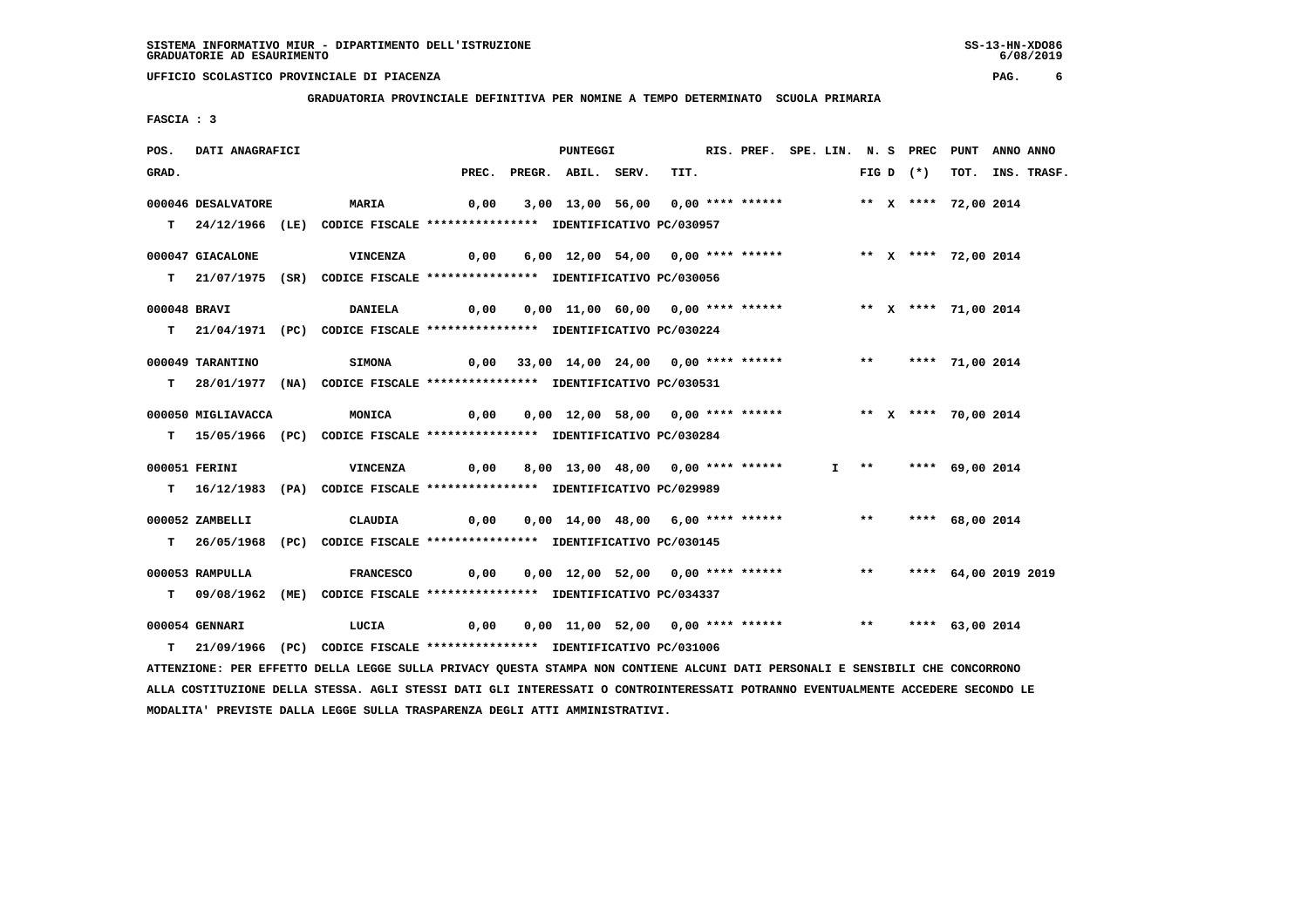SISTEMA INFORMATIVO MIUR - DIPARTIMENTO DELL'ISTRUZIONE
GRADUATORIE AD ESAURIMENTO

UFFICIO SCOLASTICO PROVINCIALE DI PIACENZA

**GRADUATORIA PROVINCIALE DEFINITIVA PER NOMINE A TEMPO DETERMINATO SCUOLA PRIMARIA**

FASCIA : 3

| POS. GRAD. | DATI ANAGRAFICI | | PREC. | PREGR. | ABIL. | SERV. | TIT. | RIS. PREF. | SPE. LIN. | N. S FIG D | PREC (*) | PUNT TOT. | ANNO INS. | ANNO TRASF. |
|---|---|---|---|---|---|---|---|---|---|---|---|---|---|---|
| 000046 | DESALVATORE | MARIA | 0,00 | 3,00 | 13,00 | 56,00 | 0,00 | **** ****** | | ** X | **** | 72,00 | 2014 | |
| T | 24/12/1966 (LE) | CODICE FISCALE **************** IDENTIFICATIVO PC/030957 | | | | | | | | | | | | |
| 000047 | GIACALONE | VINCENZA | 0,00 | 6,00 | 12,00 | 54,00 | 0,00 | **** ****** | | ** X | **** | 72,00 | 2014 | |
| T | 21/07/1975 (SR) | CODICE FISCALE **************** IDENTIFICATIVO PC/030056 | | | | | | | | | | | | |
| 000048 | BRAVI | DANIELA | 0,00 | 0,00 | 11,00 | 60,00 | 0,00 | **** ****** | | ** X | **** | 71,00 | 2014 | |
| T | 21/04/1971 (PC) | CODICE FISCALE **************** IDENTIFICATIVO PC/030224 | | | | | | | | | | | | |
| 000049 | TARANTINO | SIMONA | 0,00 | 33,00 | 14,00 | 24,00 | 0,00 | **** ****** | | ** | **** | 71,00 | 2014 | |
| T | 28/01/1977 (NA) | CODICE FISCALE **************** IDENTIFICATIVO PC/030531 | | | | | | | | | | | | |
| 000050 | MIGLIAVACCA | MONICA | 0,00 | 0,00 | 12,00 | 58,00 | 0,00 | **** ****** | | ** X | **** | 70,00 | 2014 | |
| T | 15/05/1966 (PC) | CODICE FISCALE **************** IDENTIFICATIVO PC/030284 | | | | | | | | | | | | |
| 000051 | FERINI | VINCENZA | 0,00 | 8,00 | 13,00 | 48,00 | 0,00 | **** ****** | I | ** | **** | 69,00 | 2014 | |
| T | 16/12/1983 (PA) | CODICE FISCALE **************** IDENTIFICATIVO PC/029989 | | | | | | | | | | | | |
| 000052 | ZAMBELLI | CLAUDIA | 0,00 | 0,00 | 14,00 | 48,00 | 6,00 | **** ****** | | ** | **** | 68,00 | 2014 | |
| T | 26/05/1968 (PC) | CODICE FISCALE **************** IDENTIFICATIVO PC/030145 | | | | | | | | | | | | |
| 000053 | RAMPULLA | FRANCESCO | 0,00 | 0,00 | 12,00 | 52,00 | 0,00 | **** ****** | | ** | **** | 64,00 | 2019 | 2019 |
| T | 09/08/1962 (ME) | CODICE FISCALE **************** IDENTIFICATIVO PC/034337 | | | | | | | | | | | | |
| 000054 | GENNARI | LUCIA | 0,00 | 0,00 | 11,00 | 52,00 | 0,00 | **** ****** | | ** | **** | 63,00 | 2014 | |
| T | 21/09/1966 (PC) | CODICE FISCALE **************** IDENTIFICATIVO PC/031006 | | | | | | | | | | | | |

ATTENZIONE: PER EFFETTO DELLA LEGGE SULLA PRIVACY QUESTA STAMPA NON CONTIENE ALCUNI DATI PERSONALI E SENSIBILI CHE CONCORRONO ALLA COSTITUZIONE DELLA STESSA. AGLI STESSI DATI GLI INTERESSATI O CONTROINTERESSATI POTRANNO EVENTUALMENTE ACCEDERE SECONDO LE MODALITA' PREVISTE DALLA LEGGE SULLA TRASPARENZA DEGLI ATTI AMMINISTRATIVI.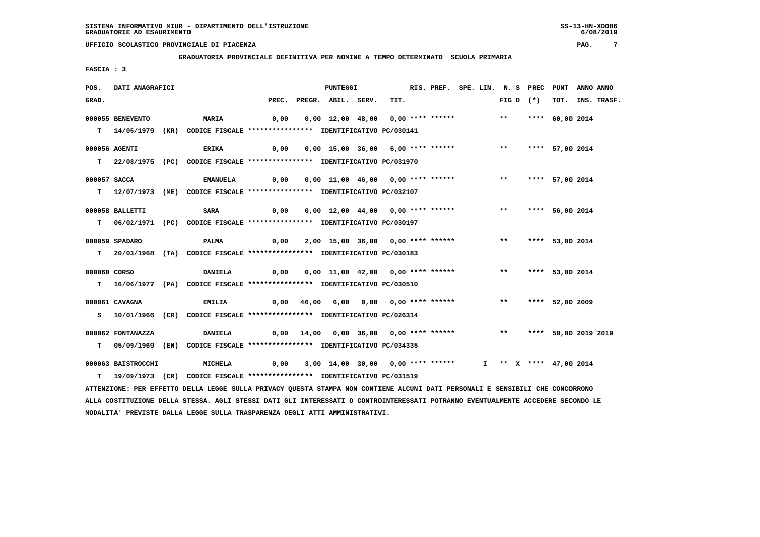SISTEMA INFORMATIVO MIUR - DIPARTIMENTO DELL'ISTRUZIONE
GRADUATORIE AD ESAURIMENTO

UFFICIO SCOLASTICO PROVINCIALE DI PIACENZA

**GRADUATORIA PROVINCIALE DEFINITIVA PER NOMINE A TEMPO DETERMINATO SCUOLA PRIMARIA**

FASCIA : 3

| POS. GRAD. | DATI ANAGRAFICI | | PREC. | PREGR. | ABIL. | SERV. | TIT. | RIS. PREF. | SPE. LIN. | N. S FIG D | PREC (*) | PUNT TOT. | ANNO INS. | ANNO TRASF. |
|---|---|---|---|---|---|---|---|---|---|---|---|---|---|---|
| 000055 | BENEVENTO | MARIA | 0,00 | 0,00 | 12,00 | 48,00 | 0,00 | **** ****** | | ** | **** | 60,00 | 2014 | |
| T | 14/05/1979 (KR) | CODICE FISCALE **************** IDENTIFICATIVO PC/030141 | | | | | | | | | | | | |
| 000056 | AGENTI | ERIKA | 0,00 | 0,00 | 15,00 | 36,00 | 6,00 | **** ****** | | ** | **** | 57,00 | 2014 | |
| T | 22/08/1975 (PC) | CODICE FISCALE **************** IDENTIFICATIVO PC/031970 | | | | | | | | | | | | |
| 000057 | SACCA | EMANUELA | 0,00 | 0,00 | 11,00 | 46,00 | 0,00 | **** ****** | | ** | **** | 57,00 | 2014 | |
| T | 12/07/1973 (ME) | CODICE FISCALE **************** IDENTIFICATIVO PC/032107 | | | | | | | | | | | | |
| 000058 | BALLETTI | SARA | 0,00 | 0,00 | 12,00 | 44,00 | 0,00 | **** ****** | | ** | **** | 56,00 | 2014 | |
| T | 06/02/1971 (PC) | CODICE FISCALE **************** IDENTIFICATIVO PC/030197 | | | | | | | | | | | | |
| 000059 | SPADARO | PALMA | 0,00 | 2,00 | 15,00 | 36,00 | 0,00 | **** ****** | | ** | **** | 53,00 | 2014 | |
| T | 20/03/1968 (TA) | CODICE FISCALE **************** IDENTIFICATIVO PC/030183 | | | | | | | | | | | | |
| 000060 | CORSO | DANIELA | 0,00 | 0,00 | 11,00 | 42,00 | 0,00 | **** ****** | | ** | **** | 53,00 | 2014 | |
| T | 16/06/1977 (PA) | CODICE FISCALE **************** IDENTIFICATIVO PC/030510 | | | | | | | | | | | | |
| 000061 | CAVAGNA | EMILIA | 0,00 | 46,00 | 6,00 | 0,00 | 0,00 | **** ****** | | ** | **** | 52,00 | 2009 | |
| S | 10/01/1966 (CR) | CODICE FISCALE **************** IDENTIFICATIVO PC/026314 | | | | | | | | | | | | |
| 000062 | FONTANAZZA | DANIELA | 0,00 | 14,00 | 0,00 | 36,00 | 0,00 | **** ****** | | ** | **** | 50,00 | 2019 | 2019 |
| T | 05/09/1969 (EN) | CODICE FISCALE **************** IDENTIFICATIVO PC/034335 | | | | | | | | | | | | |
| 000063 | BAISTROCCHI | MICHELA | 0,00 | 3,00 | 14,00 | 30,00 | 0,00 | **** ****** | I | ** X | **** | 47,00 | 2014 | |
| T | 19/09/1973 (CR) | CODICE FISCALE **************** IDENTIFICATIVO PC/031519 | | | | | | | | | | | | |

ATTENZIONE: PER EFFETTO DELLA LEGGE SULLA PRIVACY QUESTA STAMPA NON CONTIENE ALCUNI DATI PERSONALI E SENSIBILI CHE CONCORRONO ALLA COSTITUZIONE DELLA STESSA. AGLI STESSI DATI GLI INTERESSATI O CONTROINTERESSATI POTRANNO EVENTUALMENTE ACCEDERE SECONDO LE MODALITA' PREVISTE DALLA LEGGE SULLA TRASPARENZA DEGLI ATTI AMMINISTRATIVI.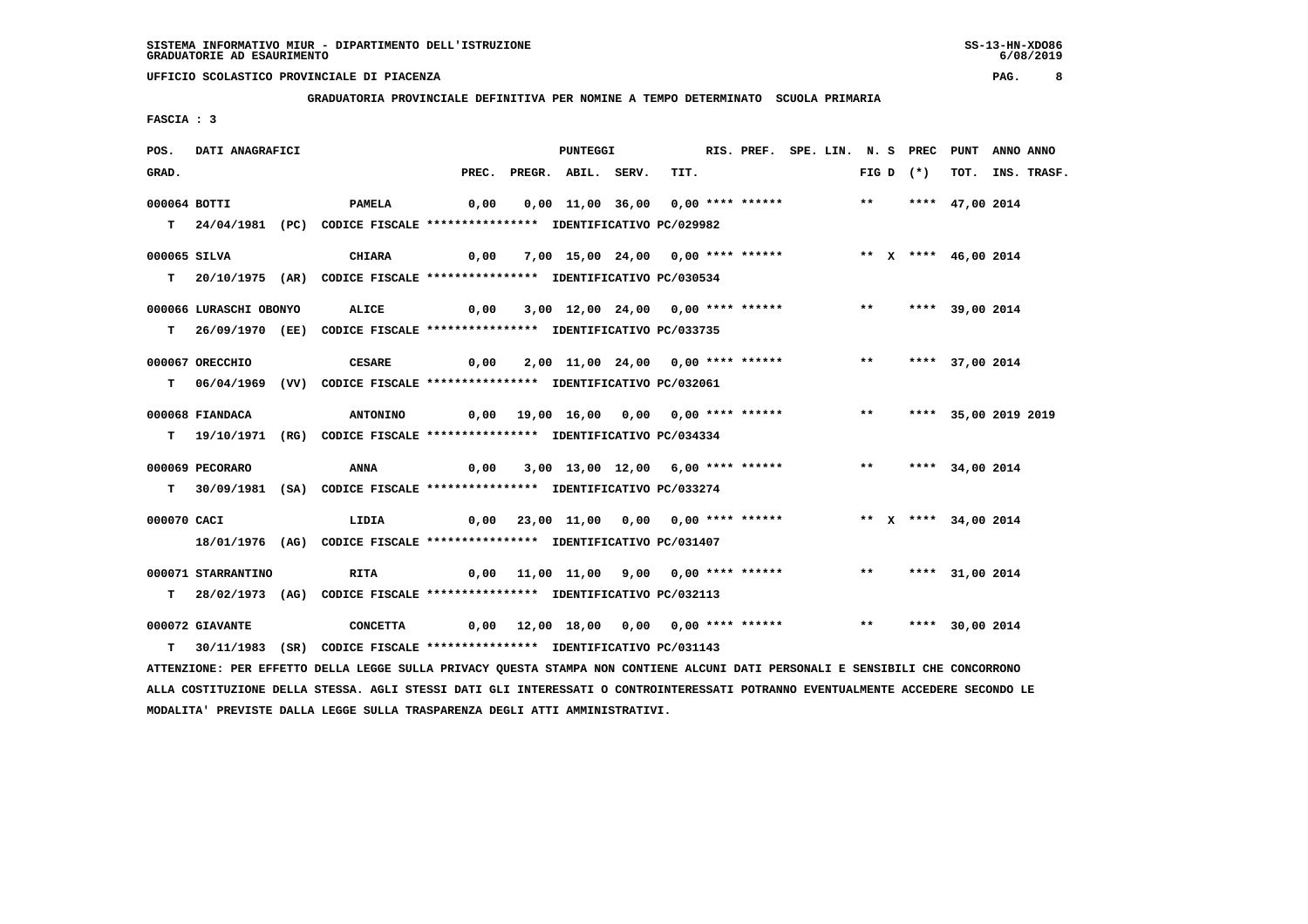SISTEMA INFORMATIVO MIUR - DIPARTIMENTO DELL'ISTRUZIONE
GRADUATORIE AD ESAURIMENTO

UFFICIO SCOLASTICO PROVINCIALE DI PIACENZA

**GRADUATORIA PROVINCIALE DEFINITIVA PER NOMINE A TEMPO DETERMINATO SCUOLA PRIMARIA**

FASCIA : 3

| POS. GRAD. | DATI ANAGRAFICI | | PREC. | PREGR. | ABIL. | SERV. | TIT. | RIS. PREF. | SPE. LIN. | N. S FIG D | PREC (*) | PUNT TOT. | ANNO INS. | ANNO TRASF. |
|---|---|---|---|---|---|---|---|---|---|---|---|---|---|---|
| 000064 | BOTTI | PAMELA | 0,00 | 0,00 | 11,00 | 36,00 | 0,00 | **** ****** | | ** | **** | 47,00 | 2014 | |
| T | 24/04/1981 (PC) | CODICE FISCALE **************** IDENTIFICATIVO PC/029982 | | | | | | | | | | | | |
| 000065 | SILVA | CHIARA | 0,00 | 7,00 | 15,00 | 24,00 | 0,00 | **** ****** | | ** X | **** | 46,00 | 2014 | |
| T | 20/10/1975 (AR) | CODICE FISCALE **************** IDENTIFICATIVO PC/030534 | | | | | | | | | | | | |
| 000066 | LURASCHI OBONYO | ALICE | 0,00 | 3,00 | 12,00 | 24,00 | 0,00 | **** ****** | | ** | **** | 39,00 | 2014 | |
| T | 26/09/1970 (EE) | CODICE FISCALE **************** IDENTIFICATIVO PC/033735 | | | | | | | | | | | | |
| 000067 | ORECCHIO | CESARE | 0,00 | 2,00 | 11,00 | 24,00 | 0,00 | **** ****** | | ** | **** | 37,00 | 2014 | |
| T | 06/04/1969 (VV) | CODICE FISCALE **************** IDENTIFICATIVO PC/032061 | | | | | | | | | | | | |
| 000068 | FIANDACA | ANTONINO | 0,00 | 19,00 | 16,00 | 0,00 | 0,00 | **** ****** | | ** | **** | 35,00 | 2019 | 2019 |
| T | 19/10/1971 (RG) | CODICE FISCALE **************** IDENTIFICATIVO PC/034334 | | | | | | | | | | | | |
| 000069 | PECORARO | ANNA | 0,00 | 3,00 | 13,00 | 12,00 | 6,00 | **** ****** | | ** | **** | 34,00 | 2014 | |
| T | 30/09/1981 (SA) | CODICE FISCALE **************** IDENTIFICATIVO PC/033274 | | | | | | | | | | | | |
| 000070 | CACI | LIDIA | 0,00 | 23,00 | 11,00 | 0,00 | 0,00 | **** ****** | | ** X | **** | 34,00 | 2014 | |
| | 18/01/1976 (AG) | CODICE FISCALE **************** IDENTIFICATIVO PC/031407 | | | | | | | | | | | | |
| 000071 | STARRANTINO | RITA | 0,00 | 11,00 | 11,00 | 9,00 | 0,00 | **** ****** | | ** | **** | 31,00 | 2014 | |
| T | 28/02/1973 (AG) | CODICE FISCALE **************** IDENTIFICATIVO PC/032113 | | | | | | | | | | | | |
| 000072 | GIAVANTE | CONCETTA | 0,00 | 12,00 | 18,00 | 0,00 | 0,00 | **** ****** | | ** | **** | 30,00 | 2014 | |
| T | 30/11/1983 (SR) | CODICE FISCALE **************** IDENTIFICATIVO PC/031143 | | | | | | | | | | | | |

ATTENZIONE: PER EFFETTO DELLA LEGGE SULLA PRIVACY QUESTA STAMPA NON CONTIENE ALCUNI DATI PERSONALI E SENSIBILI CHE CONCORRONO ALLA COSTITUZIONE DELLA STESSA. AGLI STESSI DATI GLI INTERESSATI O CONTROINTERESSATI POTRANNO EVENTUALMENTE ACCEDERE SECONDO LE MODALITA' PREVISTE DALLA LEGGE SULLA TRASPARENZA DEGLI ATTI AMMINISTRATIVI.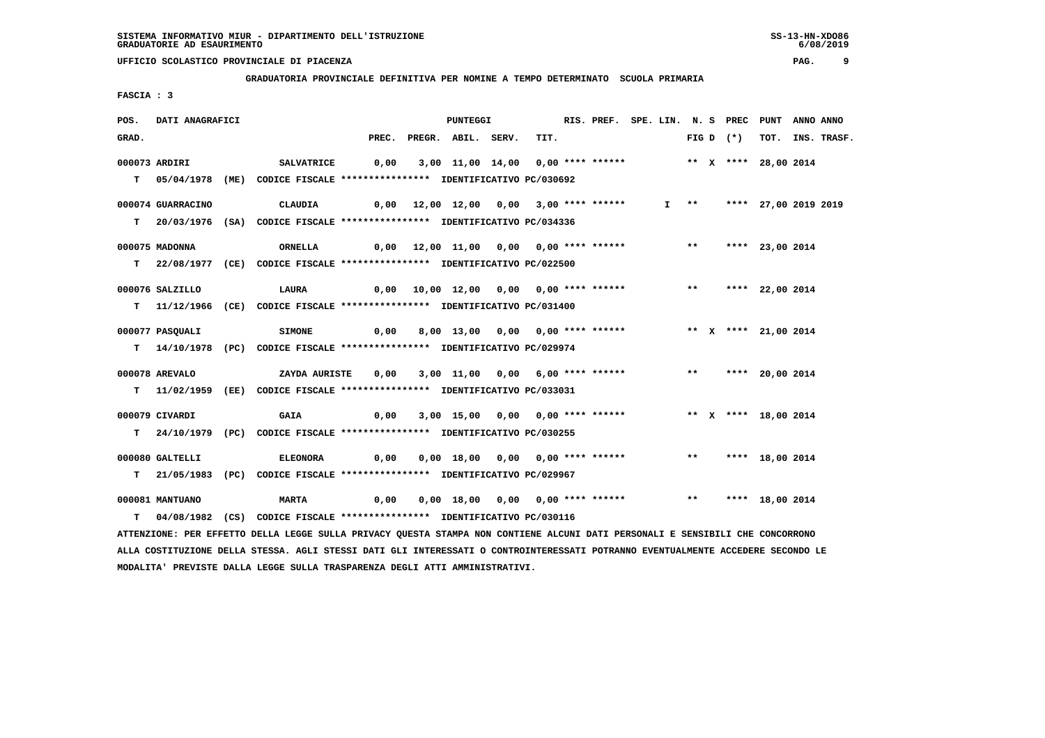SISTEMA INFORMATIVO MIUR - DIPARTIMENTO DELL'ISTRUZIONE
GRADUATORIE AD ESAURIMENTO

UFFICIO SCOLASTICO PROVINCIALE DI PIACENZA

GRADUATORIA PROVINCIALE DEFINITIVA PER NOMINE A TEMPO DETERMINATO SCUOLA PRIMARIA

FASCIA : 3

| POS. GRAD. | DATI ANAGRAFICI | | PREC. | PREGR. | ABIL. | SERV. | TIT. | RIS. PREF. | SPE. LIN. | N. S FIG D | PREC (*) | PUNT TOT. | ANNO INS. | ANNO TRASF. |
|---|---|---|---|---|---|---|---|---|---|---|---|---|---|---|
| 000073 | ARDIRI | SALVATRICE | 0,00 | 3,00 | 11,00 | 14,00 | 0,00 | **** ****** | | ** X | **** | 28,00 | 2014 | |
| T | 05/04/1978 (ME) | CODICE FISCALE **************** IDENTIFICATIVO PC/030692 | | | | | | | | | | | | |
| 000074 | GUARRACINO | CLAUDIA | 0,00 | 12,00 | 12,00 | 0,00 | 3,00 | **** ****** | I | ** | **** | 27,00 | 2019 | 2019 |
| T | 20/03/1976 (SA) | CODICE FISCALE **************** IDENTIFICATIVO PC/034336 | | | | | | | | | | | | |
| 000075 | MADONNA | ORNELLA | 0,00 | 12,00 | 11,00 | 0,00 | 0,00 | **** ****** | | ** | **** | 23,00 | 2014 | |
| T | 22/08/1977 (CE) | CODICE FISCALE **************** IDENTIFICATIVO PC/022500 | | | | | | | | | | | | |
| 000076 | SALZILLO | LAURA | 0,00 | 10,00 | 12,00 | 0,00 | 0,00 | **** ****** | | ** | **** | 22,00 | 2014 | |
| T | 11/12/1966 (CE) | CODICE FISCALE **************** IDENTIFICATIVO PC/031400 | | | | | | | | | | | | |
| 000077 | PASQUALI | SIMONE | 0,00 | 8,00 | 13,00 | 0,00 | 0,00 | **** ****** | | ** X | **** | 21,00 | 2014 | |
| T | 14/10/1978 (PC) | CODICE FISCALE **************** IDENTIFICATIVO PC/029974 | | | | | | | | | | | | |
| 000078 | AREVALO | ZAYDA AURISTE | 0,00 | 3,00 | 11,00 | 0,00 | 6,00 | **** ****** | | ** | **** | 20,00 | 2014 | |
| T | 11/02/1959 (EE) | CODICE FISCALE **************** IDENTIFICATIVO PC/033031 | | | | | | | | | | | | |
| 000079 | CIVARDI | GAIA | 0,00 | 3,00 | 15,00 | 0,00 | 0,00 | **** ****** | | ** X | **** | 18,00 | 2014 | |
| T | 24/10/1979 (PC) | CODICE FISCALE **************** IDENTIFICATIVO PC/030255 | | | | | | | | | | | | |
| 000080 | GALTELLI | ELEONORA | 0,00 | 0,00 | 18,00 | 0,00 | 0,00 | **** ****** | | ** | **** | 18,00 | 2014 | |
| T | 21/05/1983 (PC) | CODICE FISCALE **************** IDENTIFICATIVO PC/029967 | | | | | | | | | | | | |
| 000081 | MANTUANO | MARTA | 0,00 | 0,00 | 18,00 | 0,00 | 0,00 | **** ****** | | ** | **** | 18,00 | 2014 | |
| T | 04/08/1982 (CS) | CODICE FISCALE **************** IDENTIFICATIVO PC/030116 | | | | | | | | | | | | |

ATTENZIONE: PER EFFETTO DELLA LEGGE SULLA PRIVACY QUESTA STAMPA NON CONTIENE ALCUNI DATI PERSONALI E SENSIBILI CHE CONCORRONO ALLA COSTITUZIONE DELLA STESSA. AGLI STESSI DATI GLI INTERESSATI O CONTROINTERESSATI POTRANNO EVENTUALMENTE ACCEDERE SECONDO LE MODALITA' PREVISTE DALLA LEGGE SULLA TRASPARENZA DEGLI ATTI AMMINISTRATIVI.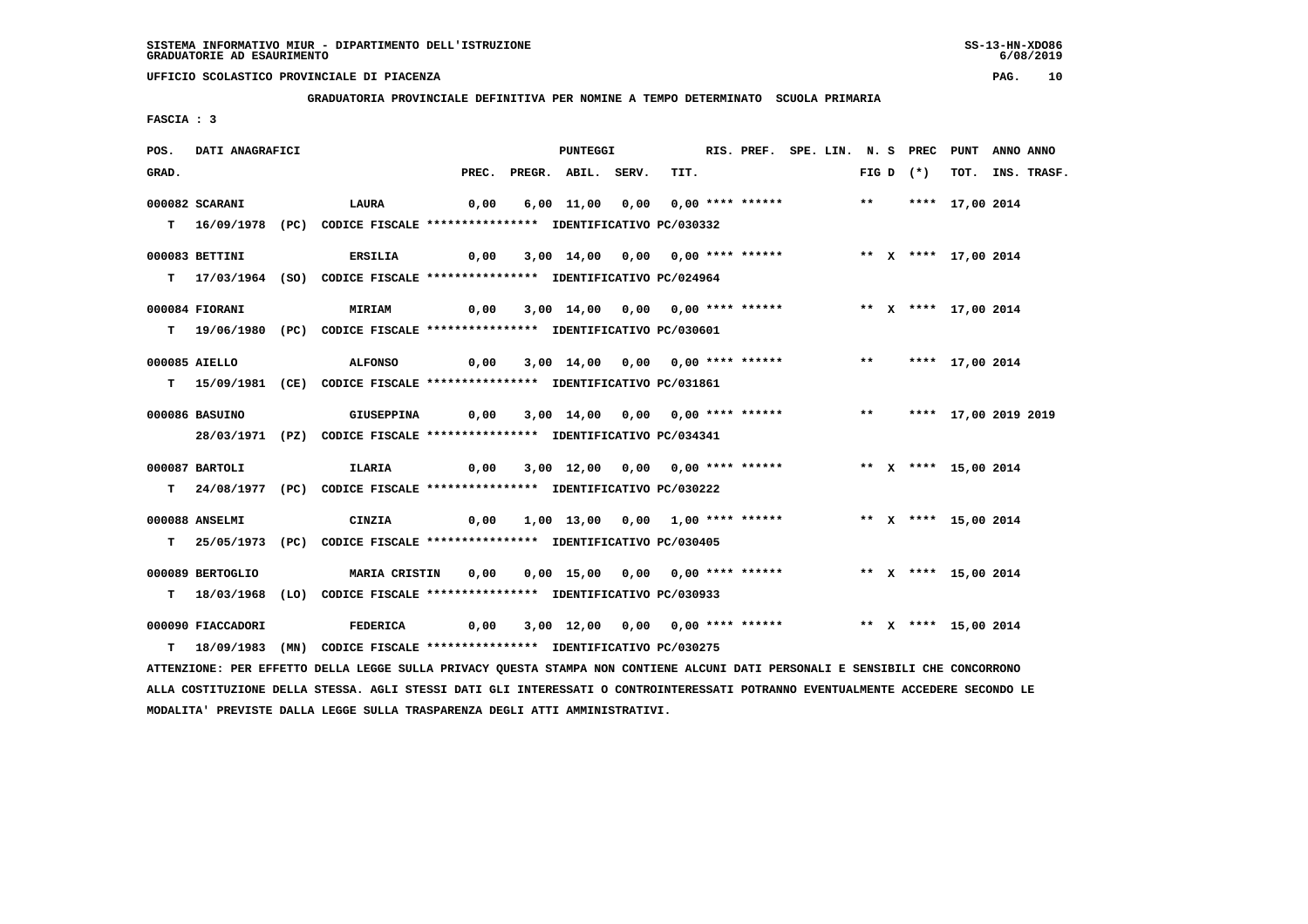SISTEMA INFORMATIVO MIUR - DIPARTIMENTO DELL'ISTRUZIONE
GRADUATORIE AD ESAURIMENTO

UFFICIO SCOLASTICO PROVINCIALE DI PIACENZA

GRADUATORIA PROVINCIALE DEFINITIVA PER NOMINE A TEMPO DETERMINATO SCUOLA PRIMARIA

FASCIA : 3

| POS. GRAD. | DATI ANAGRAFICI | | PREC. | PREGR. | ABIL. | SERV. | TIT. | RIS. PREF. | SPE. LIN. | N. S FIG D | PREC (*) | PUNT TOT. | ANNO INS. | ANNO TRASF. |
|---|---|---|---|---|---|---|---|---|---|---|---|---|---|---|
| 000082 | SCARANI | LAURA | 0,00 | 6,00 | 11,00 | 0,00 | 0,00 | **** ****** | | ** | **** | 17,00 | 2014 | |
| T | 16/09/1978 (PC) | CODICE FISCALE **************** IDENTIFICATIVO PC/030332 | | | | | | | | | | | | |
| 000083 | BETTINI | ERSILIA | 0,00 | 3,00 | 14,00 | 0,00 | 0,00 | **** ****** | | ** X | **** | 17,00 | 2014 | |
| T | 17/03/1964 (SO) | CODICE FISCALE **************** IDENTIFICATIVO PC/024964 | | | | | | | | | | | | |
| 000084 | FIORANI | MIRIAM | 0,00 | 3,00 | 14,00 | 0,00 | 0,00 | **** ****** | | ** X | **** | 17,00 | 2014 | |
| T | 19/06/1980 (PC) | CODICE FISCALE **************** IDENTIFICATIVO PC/030601 | | | | | | | | | | | | |
| 000085 | AIELLO | ALFONSO | 0,00 | 3,00 | 14,00 | 0,00 | 0,00 | **** ****** | | ** | **** | 17,00 | 2014 | |
| T | 15/09/1981 (CE) | CODICE FISCALE **************** IDENTIFICATIVO PC/031861 | | | | | | | | | | | | |
| 000086 | BASUINO | GIUSEPPINA | 0,00 | 3,00 | 14,00 | 0,00 | 0,00 | **** ****** | | ** | **** | 17,00 | 2019 | 2019 |
| | 28/03/1971 (PZ) | CODICE FISCALE **************** IDENTIFICATIVO PC/034341 | | | | | | | | | | | | |
| 000087 | BARTOLI | ILARIA | 0,00 | 3,00 | 12,00 | 0,00 | 0,00 | **** ****** | | ** X | **** | 15,00 | 2014 | |
| T | 24/08/1977 (PC) | CODICE FISCALE **************** IDENTIFICATIVO PC/030222 | | | | | | | | | | | | |
| 000088 | ANSELMI | CINZIA | 0,00 | 1,00 | 13,00 | 0,00 | 1,00 | **** ****** | | ** X | **** | 15,00 | 2014 | |
| T | 25/05/1973 (PC) | CODICE FISCALE **************** IDENTIFICATIVO PC/030405 | | | | | | | | | | | | |
| 000089 | BERTOGLIO | MARIA CRISTIN | 0,00 | 0,00 | 15,00 | 0,00 | 0,00 | **** ****** | | ** X | **** | 15,00 | 2014 | |
| T | 18/03/1968 (LO) | CODICE FISCALE **************** IDENTIFICATIVO PC/030933 | | | | | | | | | | | | |
| 000090 | FIACCADORI | FEDERICA | 0,00 | 3,00 | 12,00 | 0,00 | 0,00 | **** ****** | | ** X | **** | 15,00 | 2014 | |
| T | 18/09/1983 (MN) | CODICE FISCALE **************** IDENTIFICATIVO PC/030275 | | | | | | | | | | | | |

ATTENZIONE: PER EFFETTO DELLA LEGGE SULLA PRIVACY QUESTA STAMPA NON CONTIENE ALCUNI DATI PERSONALI E SENSIBILI CHE CONCORRONO ALLA COSTITUZIONE DELLA STESSA. AGLI STESSI DATI GLI INTERESSATI O CONTROINTERESSATI POTRANNO EVENTUALMENTE ACCEDERE SECONDO LE MODALITA' PREVISTE DALLA LEGGE SULLA TRASPARENZA DEGLI ATTI AMMINISTRATIVI.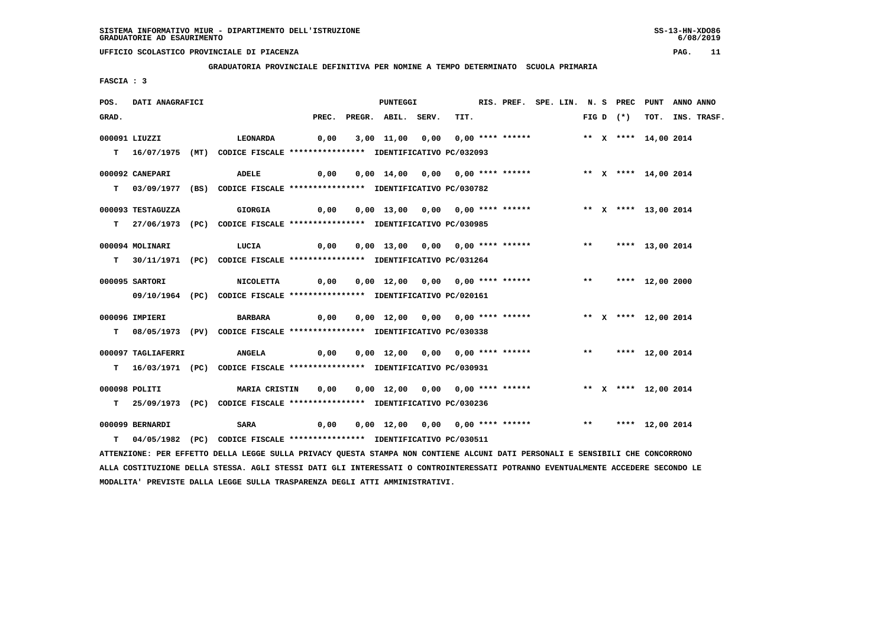SISTEMA INFORMATIVO MIUR - DIPARTIMENTO DELL'ISTRUZIONE
GRADUATORIE AD ESAURIMENTO

UFFICIO SCOLASTICO PROVINCIALE DI PIACENZA

GRADUATORIA PROVINCIALE DEFINITIVA PER NOMINE A TEMPO DETERMINATO SCUOLA PRIMARIA

FASCIA : 3

| POS. GRAD. | DATI ANAGRAFICI | | PREC. | PREGR. | ABIL. | SERV. | TIT. | RIS. PREF. | SPE. LIN. | N. S FIG D | PREC (*) | PUNT TOT. | ANNO INS. | ANNO TRASF. |
|---|---|---|---|---|---|---|---|---|---|---|---|---|---|---|
| 000091 | LIUZZI | LEONARDA | 0,00 | 3,00 | 11,00 | 0,00 | 0,00 | **** ****** | | ** X | **** | 14,00 | 2014 | |
| T | 16/07/1975 (MT) CODICE FISCALE **************** IDENTIFICATIVO PC/032093 | | | | | | | | | | | | | |
| 000092 | CANEPARI | ADELE | 0,00 | 0,00 | 14,00 | 0,00 | 0,00 | **** ****** | | ** X | **** | 14,00 | 2014 | |
| T | 03/09/1977 (BS) CODICE FISCALE **************** IDENTIFICATIVO PC/030782 | | | | | | | | | | | | | |
| 000093 | TESTAGUZZA | GIORGIA | 0,00 | 0,00 | 13,00 | 0,00 | 0,00 | **** ****** | | ** X | **** | 13,00 | 2014 | |
| T | 27/06/1973 (PC) CODICE FISCALE **************** IDENTIFICATIVO PC/030985 | | | | | | | | | | | | | |
| 000094 | MOLINARI | LUCIA | 0,00 | 0,00 | 13,00 | 0,00 | 0,00 | **** ****** | | ** | **** | 13,00 | 2014 | |
| T | 30/11/1971 (PC) CODICE FISCALE **************** IDENTIFICATIVO PC/031264 | | | | | | | | | | | | | |
| 000095 | SARTORI | NICOLETTA | 0,00 | 0,00 | 12,00 | 0,00 | 0,00 | **** ****** | | ** | **** | 12,00 | 2000 | |
| | 09/10/1964 (PC) CODICE FISCALE **************** IDENTIFICATIVO PC/020161 | | | | | | | | | | | | | |
| 000096 | IMPIERI | BARBARA | 0,00 | 0,00 | 12,00 | 0,00 | 0,00 | **** ****** | | ** X | **** | 12,00 | 2014 | |
| T | 08/05/1973 (PV) CODICE FISCALE **************** IDENTIFICATIVO PC/030338 | | | | | | | | | | | | | |
| 000097 | TAGLIAFERRI | ANGELA | 0,00 | 0,00 | 12,00 | 0,00 | 0,00 | **** ****** | | ** | **** | 12,00 | 2014 | |
| T | 16/03/1971 (PC) CODICE FISCALE **************** IDENTIFICATIVO PC/030931 | | | | | | | | | | | | | |
| 000098 | POLITI | MARIA CRISTIN | 0,00 | 0,00 | 12,00 | 0,00 | 0,00 | **** ****** | | ** X | **** | 12,00 | 2014 | |
| T | 25/09/1973 (PC) CODICE FISCALE **************** IDENTIFICATIVO PC/030236 | | | | | | | | | | | | | |
| 000099 | BERNARDI | SARA | 0,00 | 0,00 | 12,00 | 0,00 | 0,00 | **** ****** | | ** | **** | 12,00 | 2014 | |
| T | 04/05/1982 (PC) CODICE FISCALE **************** IDENTIFICATIVO PC/030511 | | | | | | | | | | | | | |

ATTENZIONE: PER EFFETTO DELLA LEGGE SULLA PRIVACY QUESTA STAMPA NON CONTIENE ALCUNI DATI PERSONALI E SENSIBILI CHE CONCORRONO ALLA COSTITUZIONE DELLA STESSA. AGLI STESSI DATI GLI INTERESSATI O CONTROINTERESSATI POTRANNO EVENTUALMENTE ACCEDERE SECONDO LE MODALITA' PREVISTE DALLA LEGGE SULLA TRASPARENZA DEGLI ATTI AMMINISTRATIVI.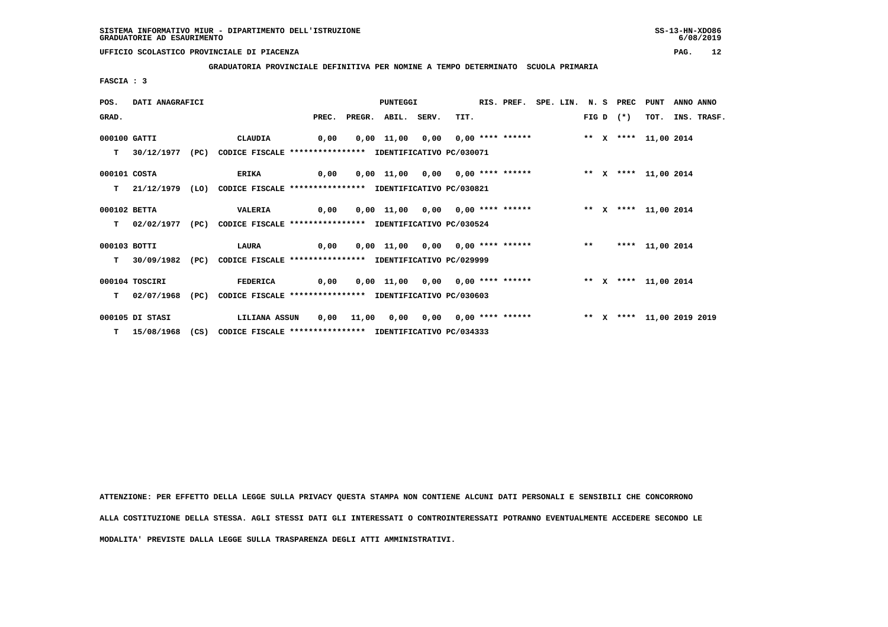SISTEMA INFORMATIVO MIUR - DIPARTIMENTO DELL'ISTRUZIONE
GRADUATORIE AD ESAURIMENTO

UFFICIO SCOLASTICO PROVINCIALE DI PIACENZA

**GRADUATORIA PROVINCIALE DEFINITIVA PER NOMINE A TEMPO DETERMINATO SCUOLA PRIMARIA**

FASCIA : 3

| POS. GRAD. | DATI ANAGRAFICI | | PREC. | PREGR. | ABIL. | SERV. | TIT. | RIS. PREF. | SPE. LIN. | N. S FIG D | PREC (*) | PUNT TOT. | ANNO INS. | ANNO TRASF. |
|---|---|---|---|---|---|---|---|---|---|---|---|---|---|---|
| 000100 | GATTI | CLAUDIA | 0,00 | 0,00 | 11,00 | 0,00 | 0,00 | **** ****** | | ** X | **** | 11,00 | 2014 | |
| T | 30/12/1977 (PC) | CODICE FISCALE **************** IDENTIFICATIVO PC/030071 | | | | | | | | | | | | |
| 000101 | COSTA | ERIKA | 0,00 | 0,00 | 11,00 | 0,00 | 0,00 | **** ****** | | ** X | **** | 11,00 | 2014 | |
| T | 21/12/1979 (LO) | CODICE FISCALE **************** IDENTIFICATIVO PC/030821 | | | | | | | | | | | | |
| 000102 | BETTA | VALERIA | 0,00 | 0,00 | 11,00 | 0,00 | 0,00 | **** ****** | | ** X | **** | 11,00 | 2014 | |
| T | 02/02/1977 (PC) | CODICE FISCALE **************** IDENTIFICATIVO PC/030524 | | | | | | | | | | | | |
| 000103 | BOTTI | LAURA | 0,00 | 0,00 | 11,00 | 0,00 | 0,00 | **** ****** | | ** | **** | 11,00 | 2014 | |
| T | 30/09/1982 (PC) | CODICE FISCALE **************** IDENTIFICATIVO PC/029999 | | | | | | | | | | | | |
| 000104 | TOSCIRI | FEDERICA | 0,00 | 0,00 | 11,00 | 0,00 | 0,00 | **** ****** | | ** X | **** | 11,00 | 2014 | |
| T | 02/07/1968 (PC) | CODICE FISCALE **************** IDENTIFICATIVO PC/030603 | | | | | | | | | | | | |
| 000105 | DI STASI | LILIANA ASSUN | 0,00 | 11,00 | 0,00 | 0,00 | 0,00 | **** ****** | | ** X | **** | 11,00 | 2019 | 2019 |
| T | 15/08/1968 (CS) | CODICE FISCALE **************** IDENTIFICATIVO PC/034333 | | | | | | | | | | | | |

ATTENZIONE: PER EFFETTO DELLA LEGGE SULLA PRIVACY QUESTA STAMPA NON CONTIENE ALCUNI DATI PERSONALI E SENSIBILI CHE CONCORRONO ALLA COSTITUZIONE DELLA STESSA. AGLI STESSI DATI GLI INTERESSATI O CONTROINTERESSATI POTRANNO EVENTUALMENTE ACCEDERE SECONDO LE MODALITA' PREVISTE DALLA LEGGE SULLA TRASPARENZA DEGLI ATTI AMMINISTRATIVI.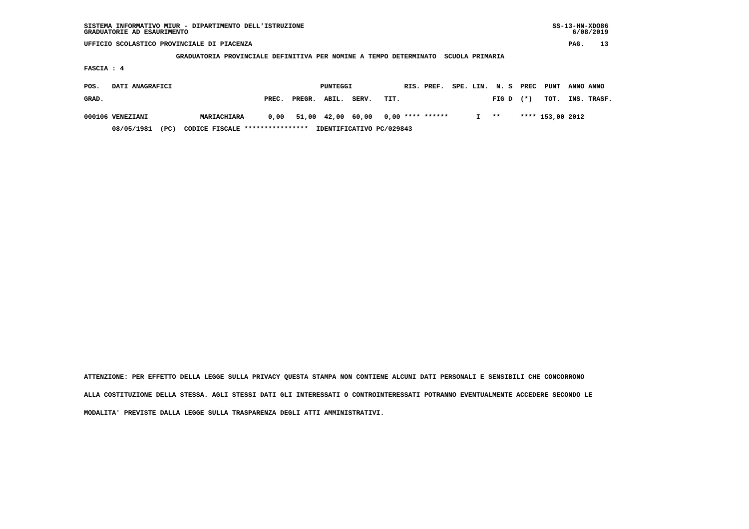SISTEMA INFORMATIVO MIUR - DIPARTIMENTO DELL'ISTRUZIONE
GRADUATORIE AD ESAURIMENTO

SS-13-HN-XDO86
6/08/2019

UFFICIO SCOLASTICO PROVINCIALE DI PIACENZA

**GRADUATORIA PROVINCIALE DEFINITIVA PER NOMINE A TEMPO DETERMINATO SCUOLA PRIMARIA**

**FASCIA : 4**

| POS. GRAD. | DATI ANAGRAFICI | | PUNTEGGI PREC. | PREGR. | ABIL. | SERV. | TIT. | RIS. PREF. | SPE. LIN. | N. S FIG D | PREC (*) | PUNT TOT. | ANNO INS. | ANNO TRASF. |
|---|---|---|---|---|---|---|---|---|---|---|---|---|---|---|
| 000106 | VENEZIANI | MARIACHIARA | 0,00 | 51,00 | 42,00 | 60,00 | 0,00 | **** ****** | I | ** | **** | 153,00 | 2012 | |
| | 08/05/1981 (PC) | CODICE FISCALE **************** IDENTIFICATIVO PC/029843 | | | | | | | | | | | | |

ATTENZIONE: PER EFFETTO DELLA LEGGE SULLA PRIVACY QUESTA STAMPA NON CONTIENE ALCUNI DATI PERSONALI E SENSIBILI CHE CONCORRONO ALLA COSTITUZIONE DELLA STESSA. AGLI STESSI DATI GLI INTERESSATI O CONTROINTERESSATI POTRANNO EVENTUALMENTE ACCEDERE SECONDO LE MODALITA' PREVISTE DALLA LEGGE SULLA TRASPARENZA DEGLI ATTI AMMINISTRATIVI.